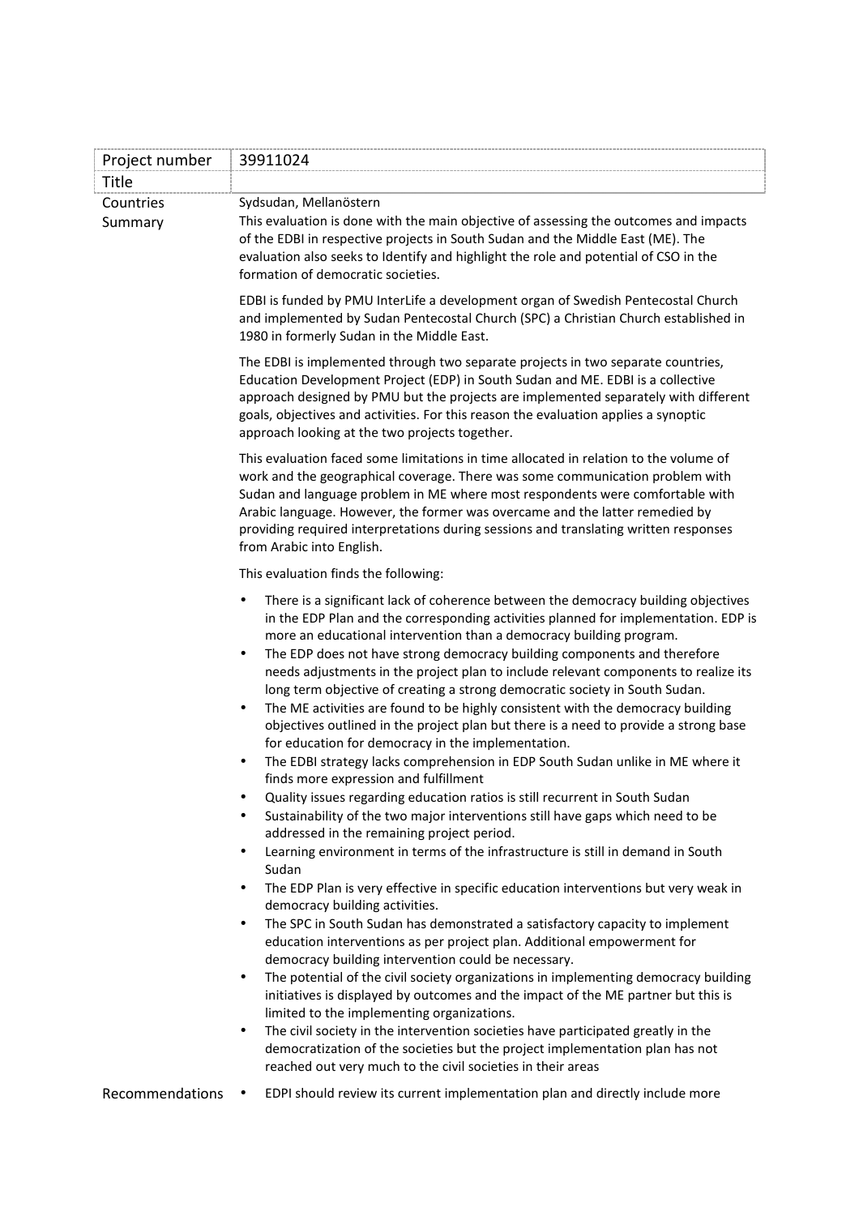| Project number | 39911024 |
|---|---|
| Title | |
| Countries | Sydsudan, Mellanöstern |
| Summary | This evaluation is done with the main objective of assessing the outcomes and impacts of the EDBI in respective projects in South Sudan and the Middle East (ME). The evaluation also seeks to Identify and highlight the role and potential of CSO in the formation of democratic societies. |

EDBI is funded by PMU InterLife a development organ of Swedish Pentecostal Church and implemented by Sudan Pentecostal Church (SPC) a Christian Church established in 1980 in formerly Sudan in the Middle East.

The EDBI is implemented through two separate projects in two separate countries, Education Development Project (EDP) in South Sudan and ME. EDBI is a collective approach designed by PMU but the projects are implemented separately with different goals, objectives and activities. For this reason the evaluation applies a synoptic approach looking at the two projects together.

This evaluation faced some limitations in time allocated in relation to the volume of work and the geographical coverage. There was some communication problem with Sudan and language problem in ME where most respondents were comfortable with Arabic language. However, the former was overcame and the latter remedied by providing required interpretations during sessions and translating written responses from Arabic into English.

This evaluation finds the following:

- There is a significant lack of coherence between the democracy building objectives in the EDP Plan and the corresponding activities planned for implementation. EDP is more an educational intervention than a democracy building program.
- The EDP does not have strong democracy building components and therefore needs adjustments in the project plan to include relevant components to realize its long term objective of creating a strong democratic society in South Sudan.
- The ME activities are found to be highly consistent with the democracy building objectives outlined in the project plan but there is a need to provide a strong base for education for democracy in the implementation.
- The EDBI strategy lacks comprehension in EDP South Sudan unlike in ME where it finds more expression and fulfillment
- Quality issues regarding education ratios is still recurrent in South Sudan
- Sustainability of the two major interventions still have gaps which need to be addressed in the remaining project period.
- Learning environment in terms of the infrastructure is still in demand in South Sudan
- The EDP Plan is very effective in specific education interventions but very weak in democracy building activities.
- The SPC in South Sudan has demonstrated a satisfactory capacity to implement education interventions as per project plan. Additional empowerment for democracy building intervention could be necessary.
- The potential of the civil society organizations in implementing democracy building initiatives is displayed by outcomes and the impact of the ME partner but this is limited to the implementing organizations.
- The civil society in the intervention societies have participated greatly in the democratization of the societies but the project implementation plan has not reached out very much to the civil societies in their areas

Recommendations

- EDPI should review its current implementation plan and directly include more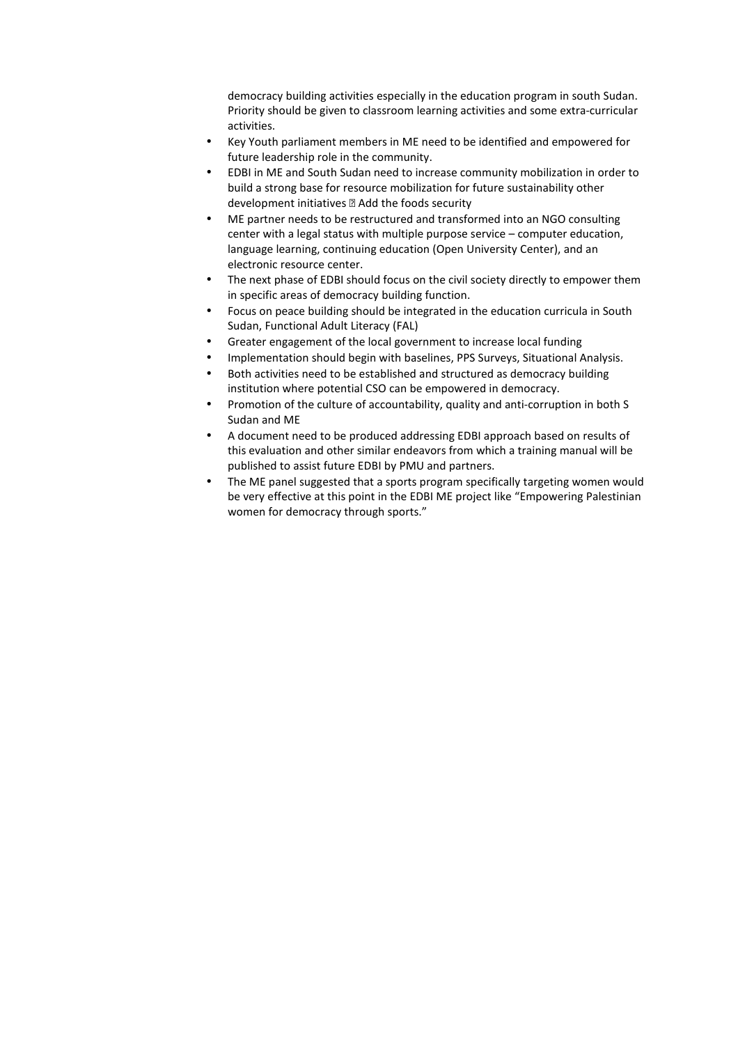democracy building activities especially in the education program in south Sudan. Priority should be given to classroom learning activities and some extra-curricular activities.

- Key Youth parliament members in ME need to be identified and empowered for future leadership role in the community.
- EDBI in ME and South Sudan need to increase community mobilization in order to build a strong base for resource mobilization for future sustainability other development initiatives  Add the foods security
- ME partner needs to be restructured and transformed into an NGO consulting center with a legal status with multiple purpose service – computer education, language learning, continuing education (Open University Center), and an electronic resource center.
- The next phase of EDBI should focus on the civil society directly to empower them in specific areas of democracy building function.
- Focus on peace building should be integrated in the education curricula in South Sudan, Functional Adult Literacy (FAL)
- Greater engagement of the local government to increase local funding
- Implementation should begin with baselines, PPS Surveys, Situational Analysis.
- Both activities need to be established and structured as democracy building institution where potential CSO can be empowered in democracy.
- Promotion of the culture of accountability, quality and anti-corruption in both S Sudan and ME
- A document need to be produced addressing EDBI approach based on results of this evaluation and other similar endeavors from which a training manual will be published to assist future EDBI by PMU and partners.
- The ME panel suggested that a sports program specifically targeting women would be very effective at this point in the EDBI ME project like "Empowering Palestinian women for democracy through sports."